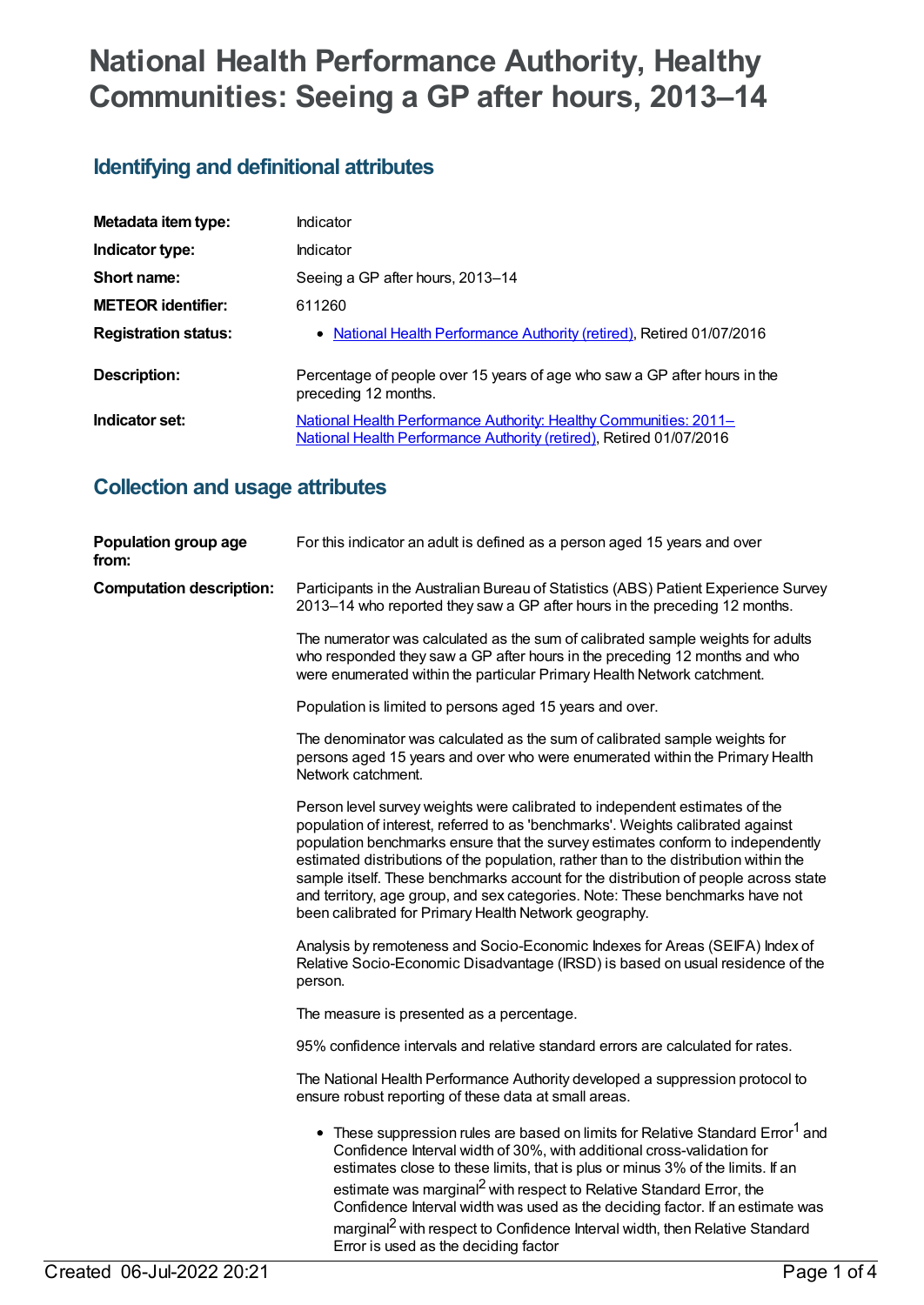# National Health Performance Authority, Healthy Communities: Seeing a GP after hours, 2013–14

## Identifying and definitional attributes

| | |
|---|---|
| **Metadata item type:** | Indicator |
| **Indicator type:** | Indicator |
| **Short name:** | Seeing a GP after hours, 2013–14 |
| **METEOR identifier:** | 611260 |
| **Registration status:** | • National Health Performance Authority (retired), Retired 01/07/2016 |
| **Description:** | Percentage of people over 15 years of age who saw a GP after hours in the preceding 12 months. |
| **Indicator set:** | National Health Performance Authority: Healthy Communities: 2011– National Health Performance Authority (retired), Retired 01/07/2016 |

## Collection and usage attributes

**Population group age from:**

For this indicator an adult is defined as a person aged 15 years and over

**Computation description:**

Participants in the Australian Bureau of Statistics (ABS) Patient Experience Survey 2013–14 who reported they saw a GP after hours in the preceding 12 months.

The numerator was calculated as the sum of calibrated sample weights for adults who responded they saw a GP after hours in the preceding 12 months and who were enumerated within the particular Primary Health Network catchment.

Population is limited to persons aged 15 years and over.

The denominator was calculated as the sum of calibrated sample weights for persons aged 15 years and over who were enumerated within the Primary Health Network catchment.

Person level survey weights were calibrated to independent estimates of the population of interest, referred to as 'benchmarks'. Weights calibrated against population benchmarks ensure that the survey estimates conform to independently estimated distributions of the population, rather than to the distribution within the sample itself. These benchmarks account for the distribution of people across state and territory, age group, and sex categories. Note: These benchmarks have not been calibrated for Primary Health Network geography.

Analysis by remoteness and Socio-Economic Indexes for Areas (SEIFA) Index of Relative Socio-Economic Disadvantage (IRSD) is based on usual residence of the person.

The measure is presented as a percentage.

95% confidence intervals and relative standard errors are calculated for rates.

The National Health Performance Authority developed a suppression protocol to ensure robust reporting of these data at small areas.

- These suppression rules are based on limits for Relative Standard Error[1] and Confidence Interval width of 30%, with additional cross-validation for estimates close to these limits, that is plus or minus 3% of the limits. If an estimate was marginal[2] with respect to Relative Standard Error, the Confidence Interval width was used as the deciding factor. If an estimate was marginal[2] with respect to Confidence Interval width, then Relative Standard Error is used as the deciding factor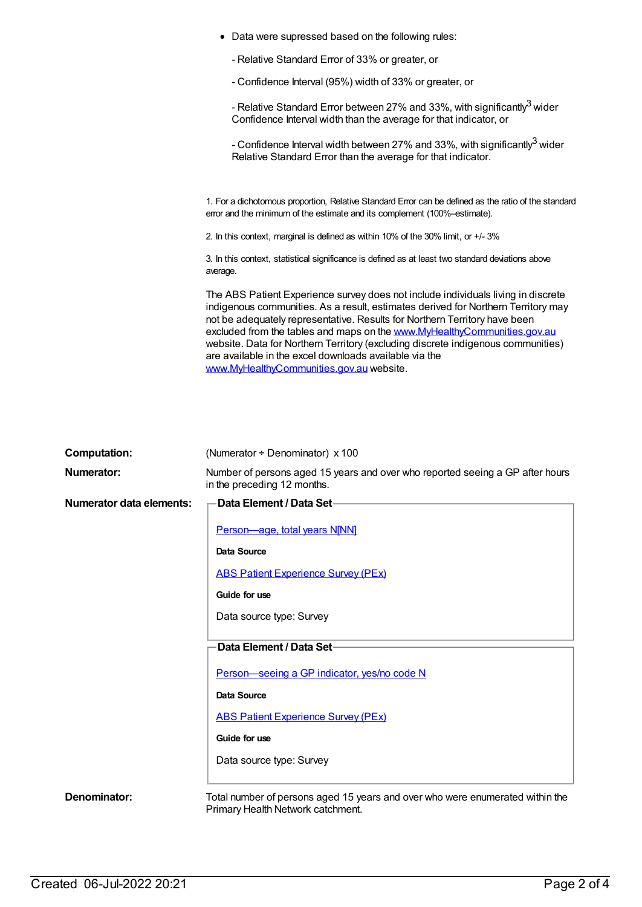- Data were supressed based on the following rules:

  - Relative Standard Error of 33% or greater, or

  - Confidence Interval (95%) width of 33% or greater, or

  - Relative Standard Error between 27% and 33%, with significantly[3] wider Confidence Interval width than the average for that indicator, or

  - Confidence Interval width between 27% and 33%, with significantly[3] wider Relative Standard Error than the average for that indicator.

1. For a dichotomous proportion, Relative Standard Error can be defined as the ratio of the standard error and the minimum of the estimate and its complement (100%–estimate).

2. In this context, marginal is defined as within 10% of the 30% limit, or +/- 3%

3. In this context, statistical significance is defined as at least two standard deviations above average.

The ABS Patient Experience survey does not include individuals living in discrete indigenous communities. As a result, estimates derived for Northern Territory may not be adequately representative. Results for Northern Territory have been excluded from the tables and maps on the www.MyHealthyCommunities.gov.au website. Data for Northern Territory (excluding discrete indigenous communities) are available in the excel downloads available via the www.MyHealthyCommunities.gov.au website.

**Computation:** (Numerator ÷ Denominator) x 100

**Numerator:** Number of persons aged 15 years and over who reported seeing a GP after hours in the preceding 12 months.

**Numerator data elements:**

**Data Element / Data Set**

Person—age, total years N[NN]

**Data Source**

ABS Patient Experience Survey (PEx)

**Guide for use**

Data source type: Survey

**Data Element / Data Set**

Person—seeing a GP indicator, yes/no code N

**Data Source**

ABS Patient Experience Survey (PEx)

**Guide for use**

Data source type: Survey

**Denominator:** Total number of persons aged 15 years and over who were enumerated within the Primary Health Network catchment.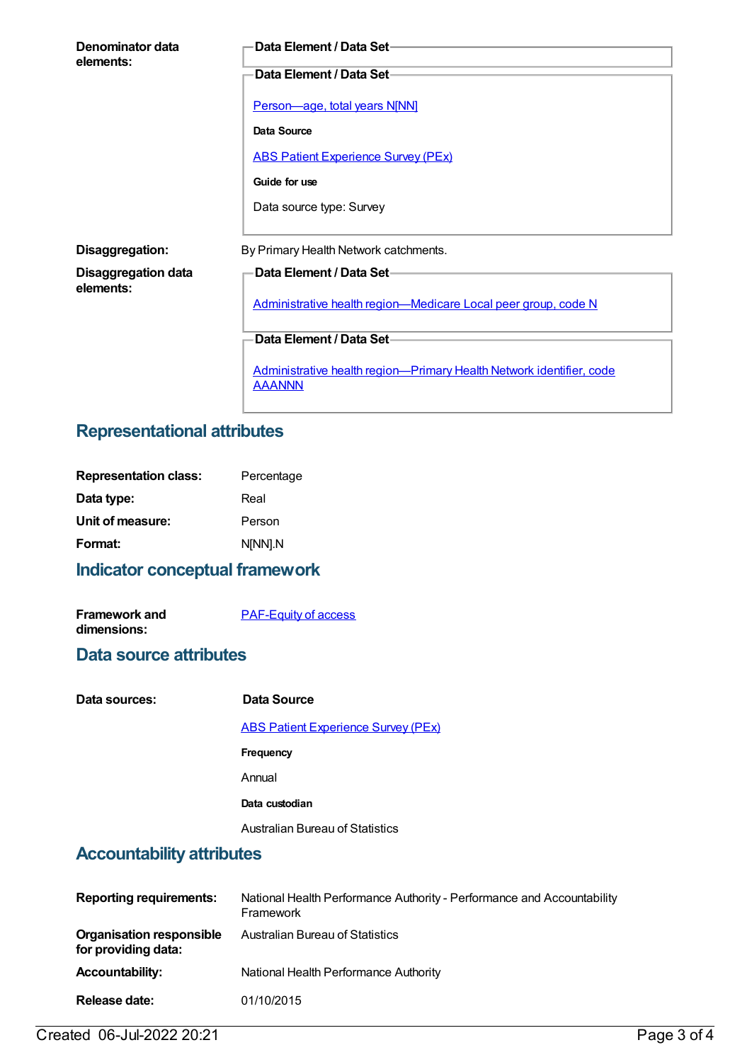**Denominator data elements:**

**Data Element / Data Set**

**Data Element / Data Set**

Person—age, total years N[NN]

**Data Source**

ABS Patient Experience Survey (PEx)

**Guide for use**

Data source type: Survey

**Disaggregation:** By Primary Health Network catchments.

**Disaggregation data elements:**

**Data Element / Data Set**

Administrative health region—Medicare Local peer group, code N

**Data Element / Data Set**

Administrative health region—Primary Health Network identifier, code AAANNN

## Representational attributes

| | |
|---|---|
| **Representation class:** | Percentage |
| **Data type:** | Real |
| **Unit of measure:** | Person |
| **Format:** | N[NN].N |

## Indicator conceptual framework

**Framework and dimensions:** PAF-Equity of access

## Data source attributes

**Data sources:**

**Data Source**

ABS Patient Experience Survey (PEx)

**Frequency**

Annual

**Data custodian**

Australian Bureau of Statistics

## Accountability attributes

| | |
|---|---|
| **Reporting requirements:** | National Health Performance Authority - Performance and Accountability Framework |
| **Organisation responsible for providing data:** | Australian Bureau of Statistics |
| **Accountability:** | National Health Performance Authority |
| **Release date:** | 01/10/2015 |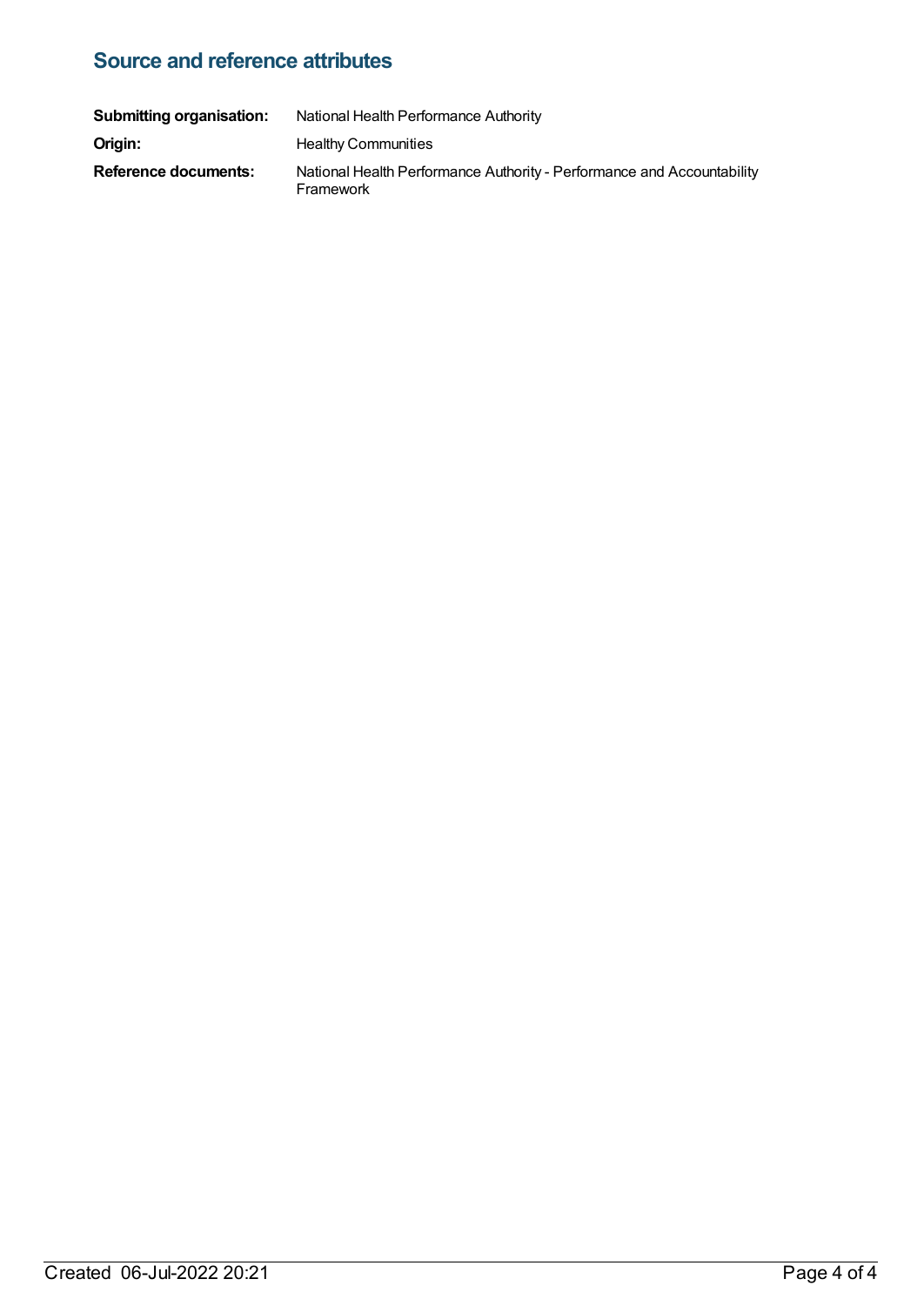## Source and reference attributes

**Submitting organisation:** National Health Performance Authority

**Origin:** Healthy Communities

**Reference documents:** National Health Performance Authority - Performance and Accountability Framework